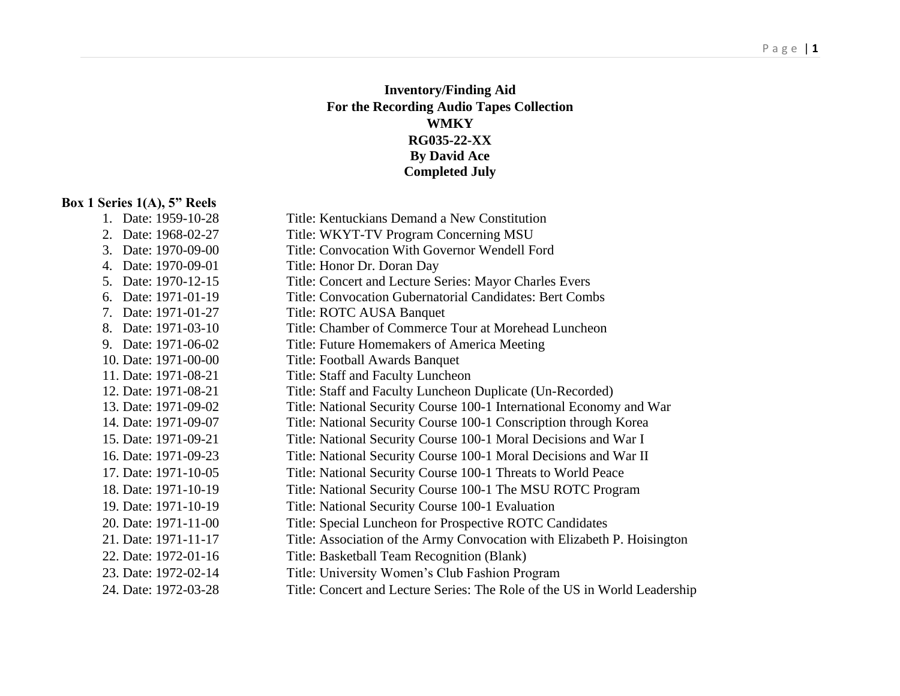**Inventory/Finding Aid**
**For the Recording Audio Tapes Collection**
**WMKY**
**RG035-22-XX**
**By David Ace**
**Completed July**

**Box 1 Series 1(A), 5" Reels**

1. Date: 1959-10-28 Title: Kentuckians Demand a New Constitution
2. Date: 1968-02-27 Title: WKYT-TV Program Concerning MSU
3. Date: 1970-09-00 Title: Convocation With Governor Wendell Ford
4. Date: 1970-09-01 Title: Honor Dr. Doran Day
5. Date: 1970-12-15 Title: Concert and Lecture Series: Mayor Charles Evers
6. Date: 1971-01-19 Title: Convocation Gubernatorial Candidates: Bert Combs
7. Date: 1971-01-27 Title: ROTC AUSA Banquet
8. Date: 1971-03-10 Title: Chamber of Commerce Tour at Morehead Luncheon
9. Date: 1971-06-02 Title: Future Homemakers of America Meeting
10. Date: 1971-00-00 Title: Football Awards Banquet
11. Date: 1971-08-21 Title: Staff and Faculty Luncheon
12. Date: 1971-08-21 Title: Staff and Faculty Luncheon Duplicate (Un-Recorded)
13. Date: 1971-09-02 Title: National Security Course 100-1 International Economy and War
14. Date: 1971-09-07 Title: National Security Course 100-1 Conscription through Korea
15. Date: 1971-09-21 Title: National Security Course 100-1 Moral Decisions and War I
16. Date: 1971-09-23 Title: National Security Course 100-1 Moral Decisions and War II
17. Date: 1971-10-05 Title: National Security Course 100-1 Threats to World Peace
18. Date: 1971-10-19 Title: National Security Course 100-1 The MSU ROTC Program
19. Date: 1971-10-19 Title: National Security Course 100-1 Evaluation
20. Date: 1971-11-00 Title: Special Luncheon for Prospective ROTC Candidates
21. Date: 1971-11-17 Title: Association of the Army Convocation with Elizabeth P. Hoisington
22. Date: 1972-01-16 Title: Basketball Team Recognition (Blank)
23. Date: 1972-02-14 Title: University Women's Club Fashion Program
24. Date: 1972-03-28 Title: Concert and Lecture Series: The Role of the US in World Leadership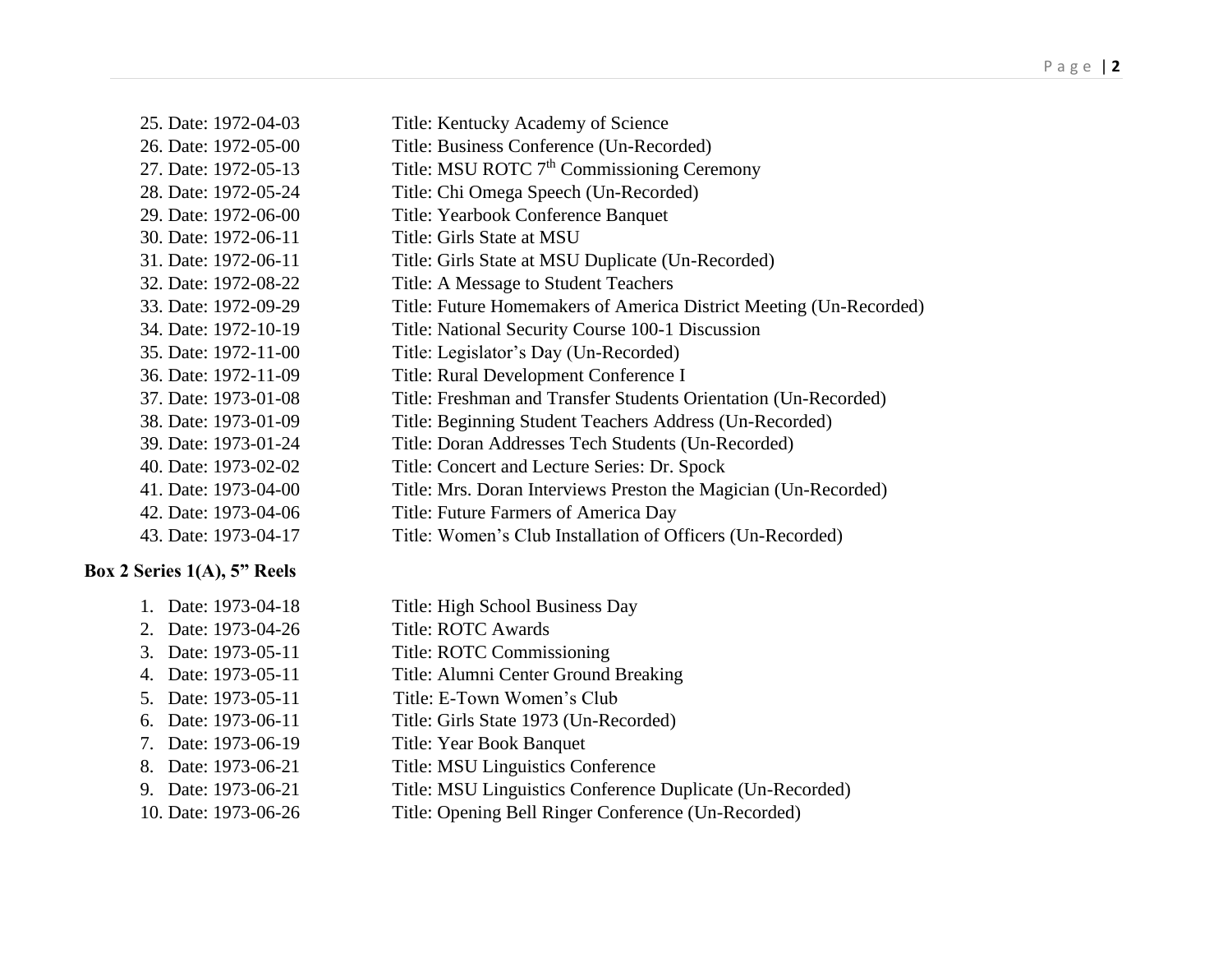25. Date: 1972-04-03 Title: Kentucky Academy of Science
26. Date: 1972-05-00 Title: Business Conference (Un-Recorded)
27. Date: 1972-05-13 Title: MSU ROTC 7th Commissioning Ceremony
28. Date: 1972-05-24 Title: Chi Omega Speech (Un-Recorded)
29. Date: 1972-06-00 Title: Yearbook Conference Banquet
30. Date: 1972-06-11 Title: Girls State at MSU
31. Date: 1972-06-11 Title: Girls State at MSU Duplicate (Un-Recorded)
32. Date: 1972-08-22 Title: A Message to Student Teachers
33. Date: 1972-09-29 Title: Future Homemakers of America District Meeting (Un-Recorded)
34. Date: 1972-10-19 Title: National Security Course 100-1 Discussion
35. Date: 1972-11-00 Title: Legislator's Day (Un-Recorded)
36. Date: 1972-11-09 Title: Rural Development Conference I
37. Date: 1973-01-08 Title: Freshman and Transfer Students Orientation (Un-Recorded)
38. Date: 1973-01-09 Title: Beginning Student Teachers Address (Un-Recorded)
39. Date: 1973-01-24 Title: Doran Addresses Tech Students (Un-Recorded)
40. Date: 1973-02-02 Title: Concert and Lecture Series: Dr. Spock
41. Date: 1973-04-00 Title: Mrs. Doran Interviews Preston the Magician (Un-Recorded)
42. Date: 1973-04-06 Title: Future Farmers of America Day
43. Date: 1973-04-17 Title: Women's Club Installation of Officers (Un-Recorded)

**Box 2 Series 1(A), 5" Reels**

1. Date: 1973-04-18 Title: High School Business Day
2. Date: 1973-04-26 Title: ROTC Awards
3. Date: 1973-05-11 Title: ROTC Commissioning
4. Date: 1973-05-11 Title: Alumni Center Ground Breaking
5. Date: 1973-05-11 Title: E-Town Women's Club
6. Date: 1973-06-11 Title: Girls State 1973 (Un-Recorded)
7. Date: 1973-06-19 Title: Year Book Banquet
8. Date: 1973-06-21 Title: MSU Linguistics Conference
9. Date: 1973-06-21 Title: MSU Linguistics Conference Duplicate (Un-Recorded)
10. Date: 1973-06-26 Title: Opening Bell Ringer Conference (Un-Recorded)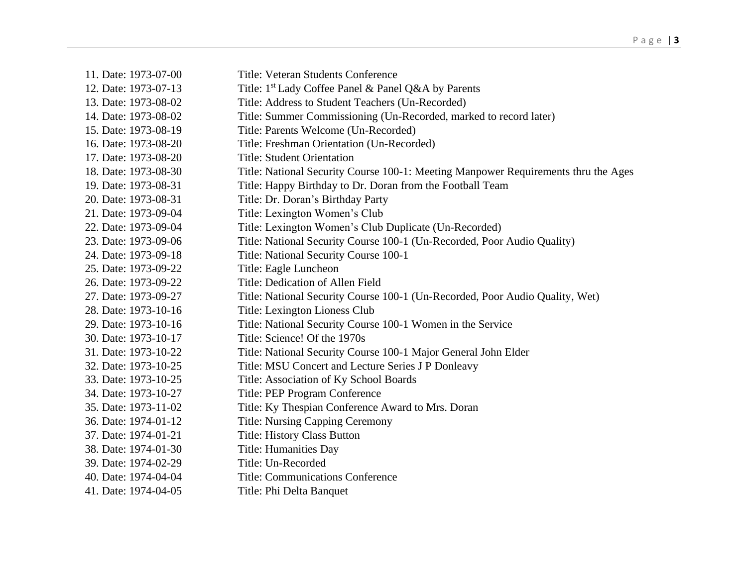11. Date: 1973-07-00 Title: Veteran Students Conference
12. Date: 1973-07-13 Title: 1st Lady Coffee Panel & Panel Q&A by Parents
13. Date: 1973-08-02 Title: Address to Student Teachers (Un-Recorded)
14. Date: 1973-08-02 Title: Summer Commissioning (Un-Recorded, marked to record later)
15. Date: 1973-08-19 Title: Parents Welcome (Un-Recorded)
16. Date: 1973-08-20 Title: Freshman Orientation (Un-Recorded)
17. Date: 1973-08-20 Title: Student Orientation
18. Date: 1973-08-30 Title: National Security Course 100-1: Meeting Manpower Requirements thru the Ages
19. Date: 1973-08-31 Title: Happy Birthday to Dr. Doran from the Football Team
20. Date: 1973-08-31 Title: Dr. Doran's Birthday Party
21. Date: 1973-09-04 Title: Lexington Women's Club
22. Date: 1973-09-04 Title: Lexington Women's Club Duplicate (Un-Recorded)
23. Date: 1973-09-06 Title: National Security Course 100-1 (Un-Recorded, Poor Audio Quality)
24. Date: 1973-09-18 Title: National Security Course 100-1
25. Date: 1973-09-22 Title: Eagle Luncheon
26. Date: 1973-09-22 Title: Dedication of Allen Field
27. Date: 1973-09-27 Title: National Security Course 100-1 (Un-Recorded, Poor Audio Quality, Wet)
28. Date: 1973-10-16 Title: Lexington Lioness Club
29. Date: 1973-10-16 Title: National Security Course 100-1 Women in the Service
30. Date: 1973-10-17 Title: Science! Of the 1970s
31. Date: 1973-10-22 Title: National Security Course 100-1 Major General John Elder
32. Date: 1973-10-25 Title: MSU Concert and Lecture Series J P Donleavy
33. Date: 1973-10-25 Title: Association of Ky School Boards
34. Date: 1973-10-27 Title: PEP Program Conference
35. Date: 1973-11-02 Title: Ky Thespian Conference Award to Mrs. Doran
36. Date: 1974-01-12 Title: Nursing Capping Ceremony
37. Date: 1974-01-21 Title: History Class Button
38. Date: 1974-01-30 Title: Humanities Day
39. Date: 1974-02-29 Title: Un-Recorded
40. Date: 1974-04-04 Title: Communications Conference
41. Date: 1974-04-05 Title: Phi Delta Banquet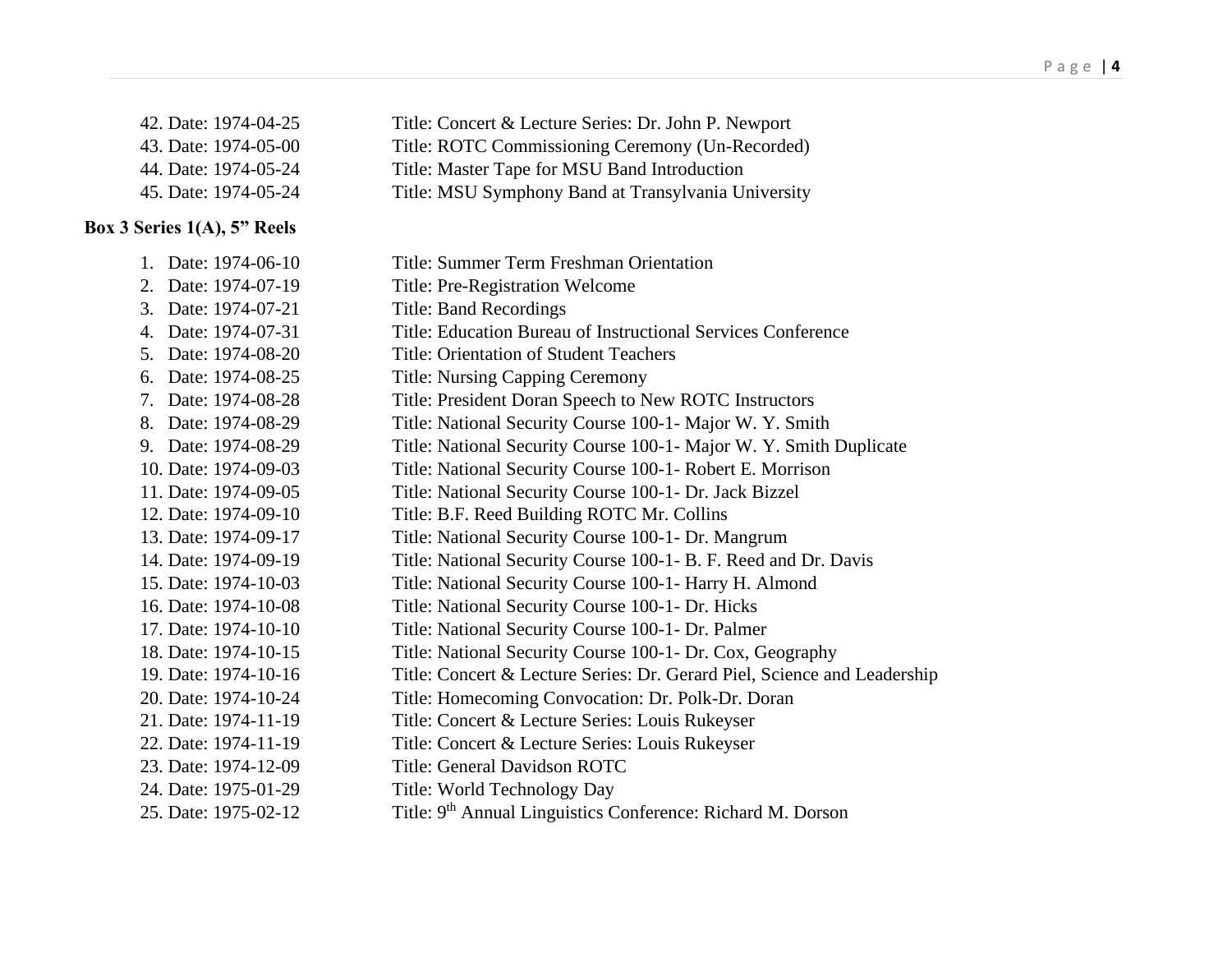42. Date: 1974-04-25 Title: Concert & Lecture Series: Dr. John P. Newport
43. Date: 1974-05-00 Title: ROTC Commissioning Ceremony (Un-Recorded)
44. Date: 1974-05-24 Title: Master Tape for MSU Band Introduction
45. Date: 1974-05-24 Title: MSU Symphony Band at Transylvania University

**Box 3 Series 1(A), 5" Reels**

1. Date: 1974-06-10 Title: Summer Term Freshman Orientation
2. Date: 1974-07-19 Title: Pre-Registration Welcome
3. Date: 1974-07-21 Title: Band Recordings
4. Date: 1974-07-31 Title: Education Bureau of Instructional Services Conference
5. Date: 1974-08-20 Title: Orientation of Student Teachers
6. Date: 1974-08-25 Title: Nursing Capping Ceremony
7. Date: 1974-08-28 Title: President Doran Speech to New ROTC Instructors
8. Date: 1974-08-29 Title: National Security Course 100-1- Major W. Y. Smith
9. Date: 1974-08-29 Title: National Security Course 100-1- Major W. Y. Smith Duplicate
10. Date: 1974-09-03 Title: National Security Course 100-1- Robert E. Morrison
11. Date: 1974-09-05 Title: National Security Course 100-1- Dr. Jack Bizzel
12. Date: 1974-09-10 Title: B.F. Reed Building ROTC Mr. Collins
13. Date: 1974-09-17 Title: National Security Course 100-1- Dr. Mangrum
14. Date: 1974-09-19 Title: National Security Course 100-1- B. F. Reed and Dr. Davis
15. Date: 1974-10-03 Title: National Security Course 100-1- Harry H. Almond
16. Date: 1974-10-08 Title: National Security Course 100-1- Dr. Hicks
17. Date: 1974-10-10 Title: National Security Course 100-1- Dr. Palmer
18. Date: 1974-10-15 Title: National Security Course 100-1- Dr. Cox, Geography
19. Date: 1974-10-16 Title: Concert & Lecture Series: Dr. Gerard Piel, Science and Leadership
20. Date: 1974-10-24 Title: Homecoming Convocation: Dr. Polk-Dr. Doran
21. Date: 1974-11-19 Title: Concert & Lecture Series: Louis Rukeyser
22. Date: 1974-11-19 Title: Concert & Lecture Series: Louis Rukeyser
23. Date: 1974-12-09 Title: General Davidson ROTC
24. Date: 1975-01-29 Title: World Technology Day
25. Date: 1975-02-12 Title: 9th Annual Linguistics Conference: Richard M. Dorson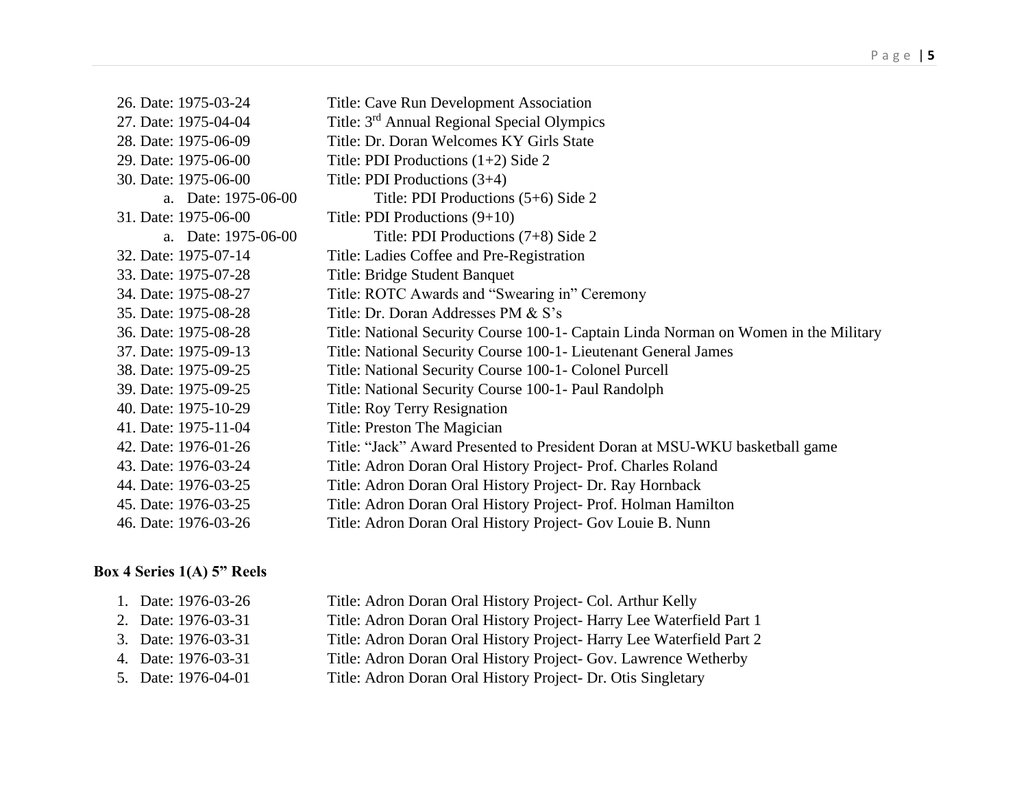26. Date: 1975-03-24 Title: Cave Run Development Association
27. Date: 1975-04-04 Title: 3rd Annual Regional Special Olympics
28. Date: 1975-06-09 Title: Dr. Doran Welcomes KY Girls State
29. Date: 1975-06-00 Title: PDI Productions (1+2) Side 2
30. Date: 1975-06-00 Title: PDI Productions (3+4)
    a. Date: 1975-06-00 Title: PDI Productions (5+6) Side 2
31. Date: 1975-06-00 Title: PDI Productions (9+10)
    a. Date: 1975-06-00 Title: PDI Productions (7+8) Side 2
32. Date: 1975-07-14 Title: Ladies Coffee and Pre-Registration
33. Date: 1975-07-28 Title: Bridge Student Banquet
34. Date: 1975-08-27 Title: ROTC Awards and "Swearing in" Ceremony
35. Date: 1975-08-28 Title: Dr. Doran Addresses PM & S's
36. Date: 1975-08-28 Title: National Security Course 100-1- Captain Linda Norman on Women in the Military
37. Date: 1975-09-13 Title: National Security Course 100-1- Lieutenant General James
38. Date: 1975-09-25 Title: National Security Course 100-1- Colonel Purcell
39. Date: 1975-09-25 Title: National Security Course 100-1- Paul Randolph
40. Date: 1975-10-29 Title: Roy Terry Resignation
41. Date: 1975-11-04 Title: Preston The Magician
42. Date: 1976-01-26 Title: "Jack" Award Presented to President Doran at MSU-WKU basketball game
43. Date: 1976-03-24 Title: Adron Doran Oral History Project- Prof. Charles Roland
44. Date: 1976-03-25 Title: Adron Doran Oral History Project- Dr. Ray Hornback
45. Date: 1976-03-25 Title: Adron Doran Oral History Project- Prof. Holman Hamilton
46. Date: 1976-03-26 Title: Adron Doran Oral History Project- Gov Louie B. Nunn

**Box 4 Series 1(A) 5" Reels**

1. Date: 1976-03-26 Title: Adron Doran Oral History Project- Col. Arthur Kelly
2. Date: 1976-03-31 Title: Adron Doran Oral History Project- Harry Lee Waterfield Part 1
3. Date: 1976-03-31 Title: Adron Doran Oral History Project- Harry Lee Waterfield Part 2
4. Date: 1976-03-31 Title: Adron Doran Oral History Project- Gov. Lawrence Wetherby
5. Date: 1976-04-01 Title: Adron Doran Oral History Project- Dr. Otis Singletary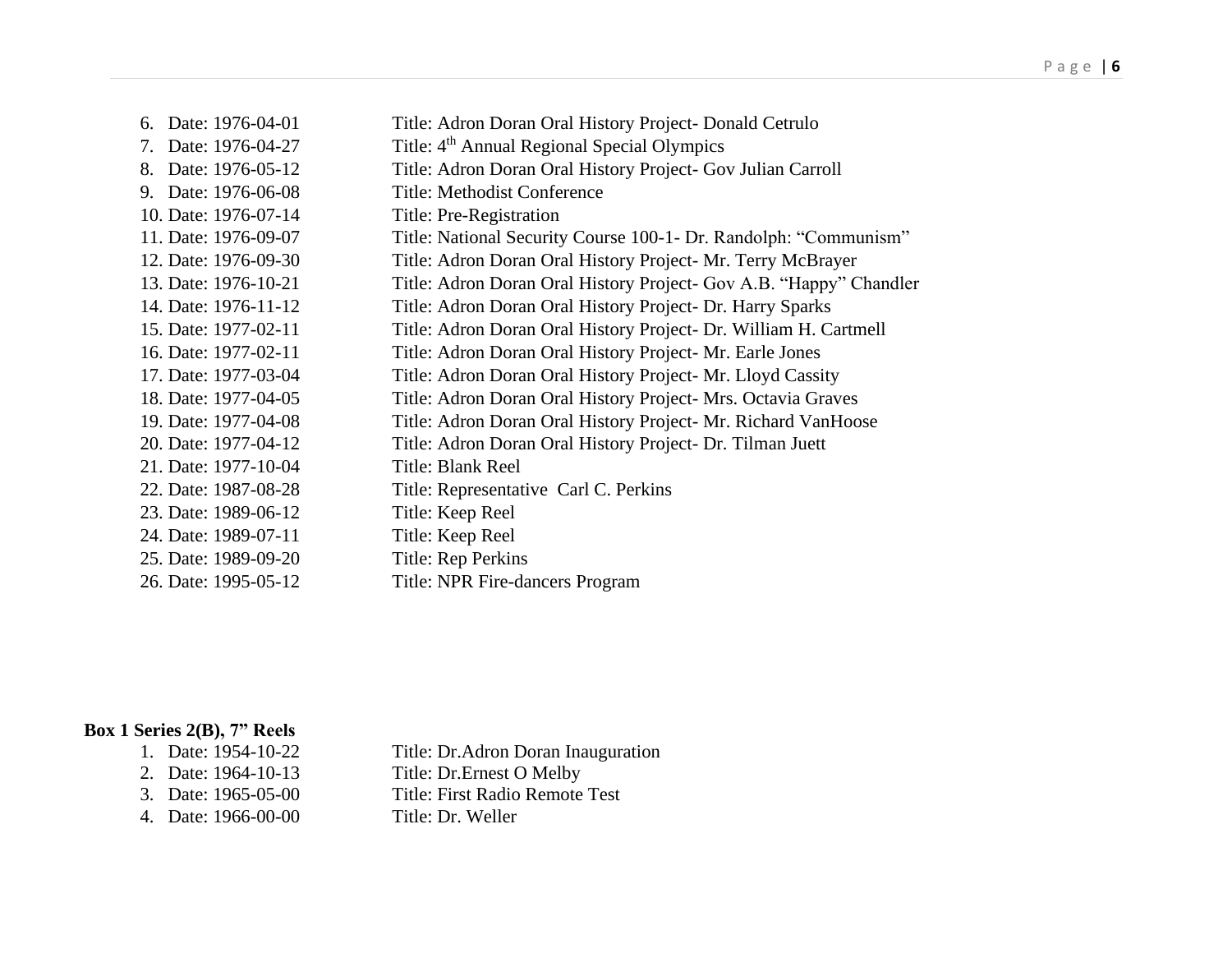6. Date: 1976-04-01 Title: Adron Doran Oral History Project- Donald Cetrulo
7. Date: 1976-04-27 Title: 4th Annual Regional Special Olympics
8. Date: 1976-05-12 Title: Adron Doran Oral History Project- Gov Julian Carroll
9. Date: 1976-06-08 Title: Methodist Conference
10. Date: 1976-07-14 Title: Pre-Registration
11. Date: 1976-09-07 Title: National Security Course 100-1- Dr. Randolph: "Communism"
12. Date: 1976-09-30 Title: Adron Doran Oral History Project- Mr. Terry McBrayer
13. Date: 1976-10-21 Title: Adron Doran Oral History Project- Gov A.B. "Happy" Chandler
14. Date: 1976-11-12 Title: Adron Doran Oral History Project- Dr. Harry Sparks
15. Date: 1977-02-11 Title: Adron Doran Oral History Project- Dr. William H. Cartmell
16. Date: 1977-02-11 Title: Adron Doran Oral History Project- Mr. Earle Jones
17. Date: 1977-03-04 Title: Adron Doran Oral History Project- Mr. Lloyd Cassity
18. Date: 1977-04-05 Title: Adron Doran Oral History Project- Mrs. Octavia Graves
19. Date: 1977-04-08 Title: Adron Doran Oral History Project- Mr. Richard VanHoose
20. Date: 1977-04-12 Title: Adron Doran Oral History Project- Dr. Tilman Juett
21. Date: 1977-10-04 Title: Blank Reel
22. Date: 1987-08-28 Title: Representative Carl C. Perkins
23. Date: 1989-06-12 Title: Keep Reel
24. Date: 1989-07-11 Title: Keep Reel
25. Date: 1989-09-20 Title: Rep Perkins
26. Date: 1995-05-12 Title: NPR Fire-dancers Program

**Box 1 Series 2(B), 7" Reels**

1. Date: 1954-10-22 Title: Dr.Adron Doran Inauguration
2. Date: 1964-10-13 Title: Dr.Ernest O Melby
3. Date: 1965-05-00 Title: First Radio Remote Test
4. Date: 1966-00-00 Title: Dr. Weller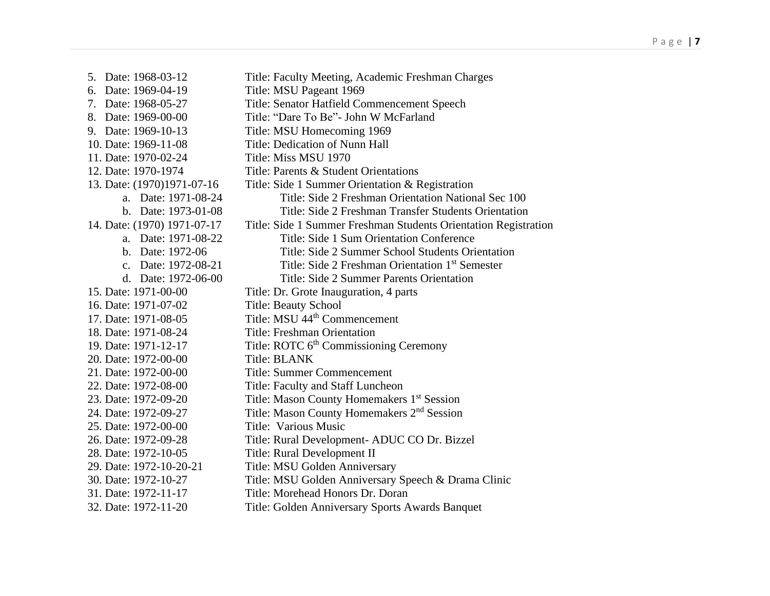5. Date: 1968-03-12 Title: Faculty Meeting, Academic Freshman Charges
6. Date: 1969-04-19 Title: MSU Pageant 1969
7. Date: 1968-05-27 Title: Senator Hatfield Commencement Speech
8. Date: 1969-00-00 Title: "Dare To Be"- John W McFarland
9. Date: 1969-10-13 Title: MSU Homecoming 1969
10. Date: 1969-11-08 Title: Dedication of Nunn Hall
11. Date: 1970-02-24 Title: Miss MSU 1970
12. Date: 1970-1974 Title: Parents & Student Orientations
13. Date: (1970)1971-07-16 Title: Side 1 Summer Orientation & Registration
    a. Date: 1971-08-24 Title: Side 2 Freshman Orientation National Sec 100
    b. Date: 1973-01-08 Title: Side 2 Freshman Transfer Students Orientation
14. Date: (1970) 1971-07-17 Title: Side 1 Summer Freshman Students Orientation Registration
    a. Date: 1971-08-22 Title: Side 1 Sum Orientation Conference
    b. Date: 1972-06 Title: Side 2 Summer School Students Orientation
    c. Date: 1972-08-21 Title: Side 2 Freshman Orientation 1st Semester
    d. Date: 1972-06-00 Title: Side 2 Summer Parents Orientation
15. Date: 1971-00-00 Title: Dr. Grote Inauguration, 4 parts
16. Date: 1971-07-02 Title: Beauty School
17. Date: 1971-08-05 Title: MSU 44th Commencement
18. Date: 1971-08-24 Title: Freshman Orientation
19. Date: 1971-12-17 Title: ROTC 6th Commissioning Ceremony
20. Date: 1972-00-00 Title: BLANK
21. Date: 1972-00-00 Title: Summer Commencement
22. Date: 1972-08-00 Title: Faculty and Staff Luncheon
23. Date: 1972-09-20 Title: Mason County Homemakers 1st Session
24. Date: 1972-09-27 Title: Mason County Homemakers 2nd Session
25. Date: 1972-00-00 Title: Various Music
26. Date: 1972-09-28 Title: Rural Development- ADUC CO Dr. Bizzel
28. Date: 1972-10-05 Title: Rural Development II
29. Date: 1972-10-20-21 Title: MSU Golden Anniversary
30. Date: 1972-10-27 Title: MSU Golden Anniversary Speech & Drama Clinic
31. Date: 1972-11-17 Title: Morehead Honors Dr. Doran
32. Date: 1972-11-20 Title: Golden Anniversary Sports Awards Banquet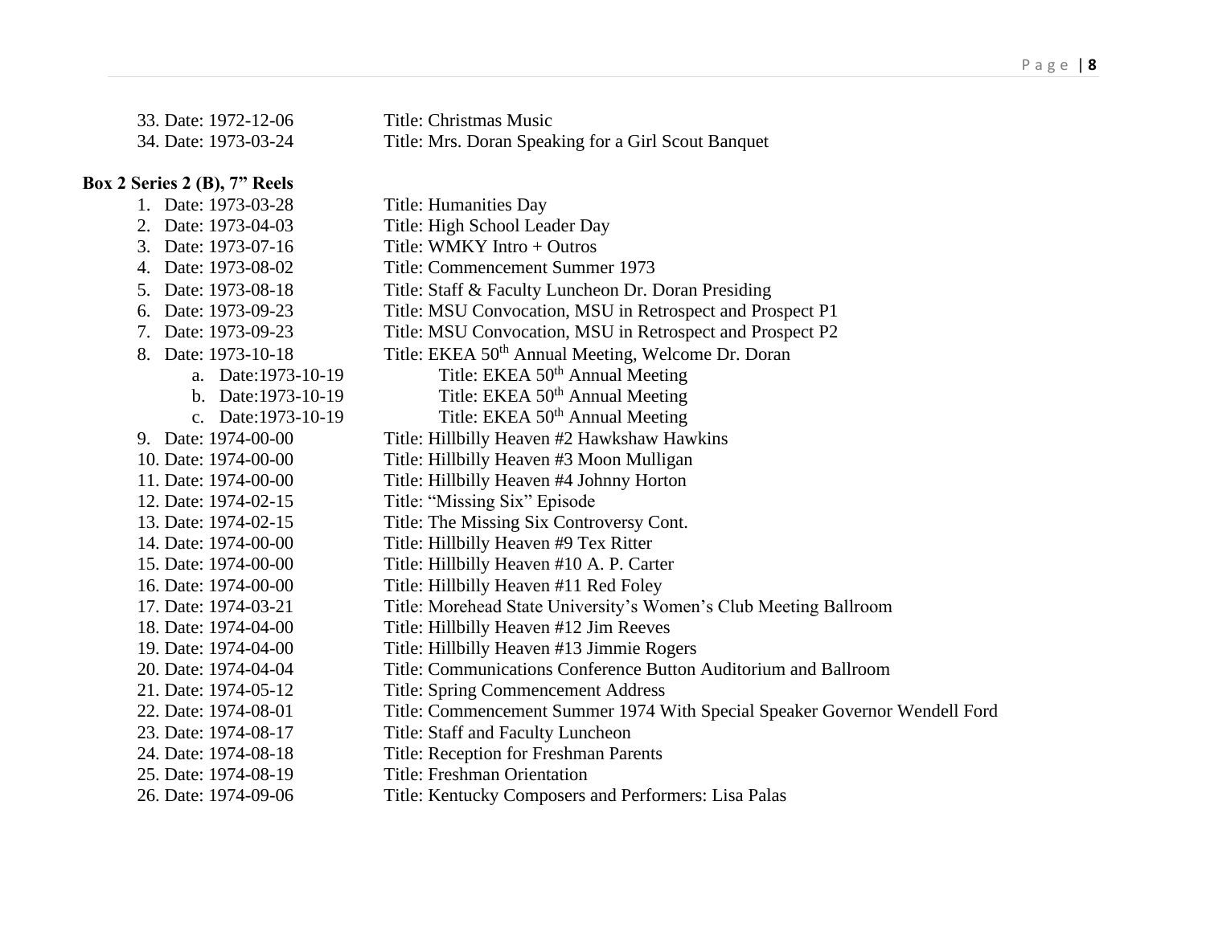33. Date: 1972-12-06 Title: Christmas Music
34. Date: 1973-03-24 Title: Mrs. Doran Speaking for a Girl Scout Banquet

**Box 2 Series 2 (B), 7" Reels**

1. Date: 1973-03-28 Title: Humanities Day
2. Date: 1973-04-03 Title: High School Leader Day
3. Date: 1973-07-16 Title: WMKY Intro + Outros
4. Date: 1973-08-02 Title: Commencement Summer 1973
5. Date: 1973-08-18 Title: Staff & Faculty Luncheon Dr. Doran Presiding
6. Date: 1973-09-23 Title: MSU Convocation, MSU in Retrospect and Prospect P1
7. Date: 1973-09-23 Title: MSU Convocation, MSU in Retrospect and Prospect P2
8. Date: 1973-10-18 Title: EKEA 50th Annual Meeting, Welcome Dr. Doran
    a. Date:1973-10-19 Title: EKEA 50th Annual Meeting
    b. Date:1973-10-19 Title: EKEA 50th Annual Meeting
    c. Date:1973-10-19 Title: EKEA 50th Annual Meeting
9. Date: 1974-00-00 Title: Hillbilly Heaven #2 Hawkshaw Hawkins
10. Date: 1974-00-00 Title: Hillbilly Heaven #3 Moon Mulligan
11. Date: 1974-00-00 Title: Hillbilly Heaven #4 Johnny Horton
12. Date: 1974-02-15 Title: "Missing Six" Episode
13. Date: 1974-02-15 Title: The Missing Six Controversy Cont.
14. Date: 1974-00-00 Title: Hillbilly Heaven #9 Tex Ritter
15. Date: 1974-00-00 Title: Hillbilly Heaven #10 A. P. Carter
16. Date: 1974-00-00 Title: Hillbilly Heaven #11 Red Foley
17. Date: 1974-03-21 Title: Morehead State University's Women's Club Meeting Ballroom
18. Date: 1974-04-00 Title: Hillbilly Heaven #12 Jim Reeves
19. Date: 1974-04-00 Title: Hillbilly Heaven #13 Jimmie Rogers
20. Date: 1974-04-04 Title: Communications Conference Button Auditorium and Ballroom
21. Date: 1974-05-12 Title: Spring Commencement Address
22. Date: 1974-08-01 Title: Commencement Summer 1974 With Special Speaker Governor Wendell Ford
23. Date: 1974-08-17 Title: Staff and Faculty Luncheon
24. Date: 1974-08-18 Title: Reception for Freshman Parents
25. Date: 1974-08-19 Title: Freshman Orientation
26. Date: 1974-09-06 Title: Kentucky Composers and Performers: Lisa Palas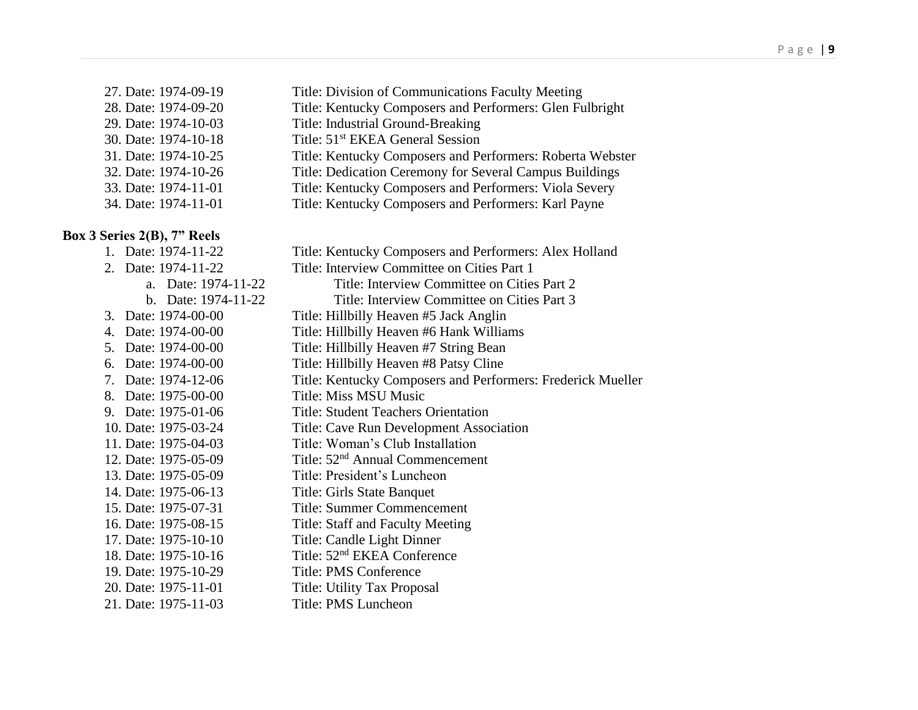27. Date: 1974-09-19 Title: Division of Communications Faculty Meeting
28. Date: 1974-09-20 Title: Kentucky Composers and Performers: Glen Fulbright
29. Date: 1974-10-03 Title: Industrial Ground-Breaking
30. Date: 1974-10-18 Title: 51st EKEA General Session
31. Date: 1974-10-25 Title: Kentucky Composers and Performers: Roberta Webster
32. Date: 1974-10-26 Title: Dedication Ceremony for Several Campus Buildings
33. Date: 1974-11-01 Title: Kentucky Composers and Performers: Viola Severy
34. Date: 1974-11-01 Title: Kentucky Composers and Performers: Karl Payne

**Box 3 Series 2(B), 7" Reels**

1. Date: 1974-11-22 Title: Kentucky Composers and Performers: Alex Holland
2. Date: 1974-11-22 Title: Interview Committee on Cities Part 1
    a. Date: 1974-11-22 Title: Interview Committee on Cities Part 2
    b. Date: 1974-11-22 Title: Interview Committee on Cities Part 3
3. Date: 1974-00-00 Title: Hillbilly Heaven #5 Jack Anglin
4. Date: 1974-00-00 Title: Hillbilly Heaven #6 Hank Williams
5. Date: 1974-00-00 Title: Hillbilly Heaven #7 String Bean
6. Date: 1974-00-00 Title: Hillbilly Heaven #8 Patsy Cline
7. Date: 1974-12-06 Title: Kentucky Composers and Performers: Frederick Mueller
8. Date: 1975-00-00 Title: Miss MSU Music
9. Date: 1975-01-06 Title: Student Teachers Orientation
10. Date: 1975-03-24 Title: Cave Run Development Association
11. Date: 1975-04-03 Title: Woman's Club Installation
12. Date: 1975-05-09 Title: 52nd Annual Commencement
13. Date: 1975-05-09 Title: President's Luncheon
14. Date: 1975-06-13 Title: Girls State Banquet
15. Date: 1975-07-31 Title: Summer Commencement
16. Date: 1975-08-15 Title: Staff and Faculty Meeting
17. Date: 1975-10-10 Title: Candle Light Dinner
18. Date: 1975-10-16 Title: 52nd EKEA Conference
19. Date: 1975-10-29 Title: PMS Conference
20. Date: 1975-11-01 Title: Utility Tax Proposal
21. Date: 1975-11-03 Title: PMS Luncheon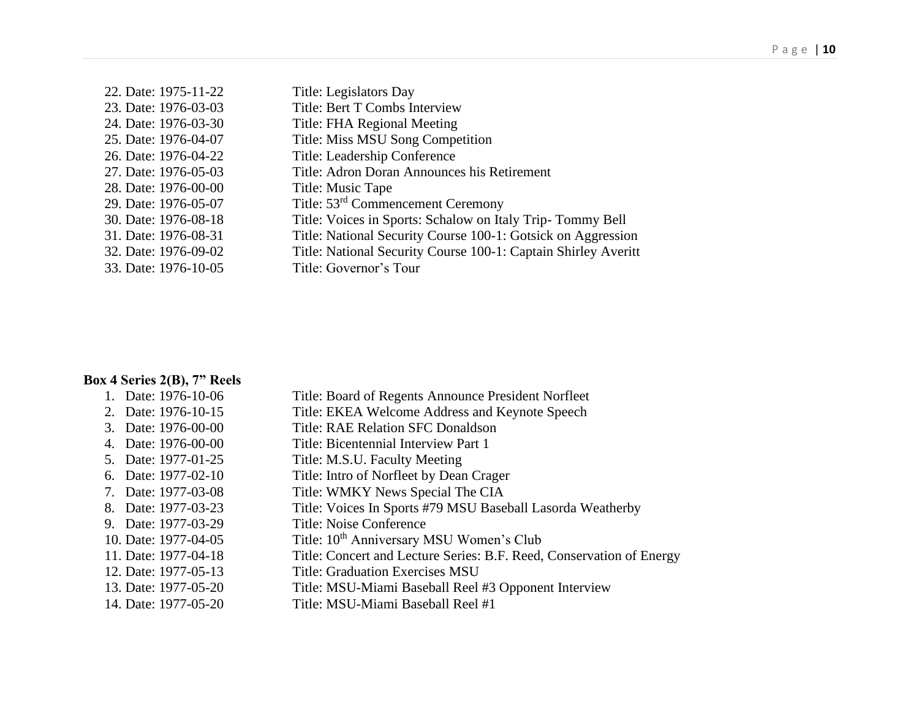22. Date: 1975-11-22 Title: Legislators Day
23. Date: 1976-03-03 Title: Bert T Combs Interview
24. Date: 1976-03-30 Title: FHA Regional Meeting
25. Date: 1976-04-07 Title: Miss MSU Song Competition
26. Date: 1976-04-22 Title: Leadership Conference
27. Date: 1976-05-03 Title: Adron Doran Announces his Retirement
28. Date: 1976-00-00 Title: Music Tape
29. Date: 1976-05-07 Title: 53rd Commencement Ceremony
30. Date: 1976-08-18 Title: Voices in Sports: Schalow on Italy Trip- Tommy Bell
31. Date: 1976-08-31 Title: National Security Course 100-1: Gotsick on Aggression
32. Date: 1976-09-02 Title: National Security Course 100-1: Captain Shirley Averitt
33. Date: 1976-10-05 Title: Governor's Tour

**Box 4 Series 2(B), 7" Reels**

1. Date: 1976-10-06 Title: Board of Regents Announce President Norfleet
2. Date: 1976-10-15 Title: EKEA Welcome Address and Keynote Speech
3. Date: 1976-00-00 Title: RAE Relation SFC Donaldson
4. Date: 1976-00-00 Title: Bicentennial Interview Part 1
5. Date: 1977-01-25 Title: M.S.U. Faculty Meeting
6. Date: 1977-02-10 Title: Intro of Norfleet by Dean Crager
7. Date: 1977-03-08 Title: WMKY News Special The CIA
8. Date: 1977-03-23 Title: Voices In Sports #79 MSU Baseball Lasorda Weatherby
9. Date: 1977-03-29 Title: Noise Conference
10. Date: 1977-04-05 Title: 10th Anniversary MSU Women's Club
11. Date: 1977-04-18 Title: Concert and Lecture Series: B.F. Reed, Conservation of Energy
12. Date: 1977-05-13 Title: Graduation Exercises MSU
13. Date: 1977-05-20 Title: MSU-Miami Baseball Reel #3 Opponent Interview
14. Date: 1977-05-20 Title: MSU-Miami Baseball Reel #1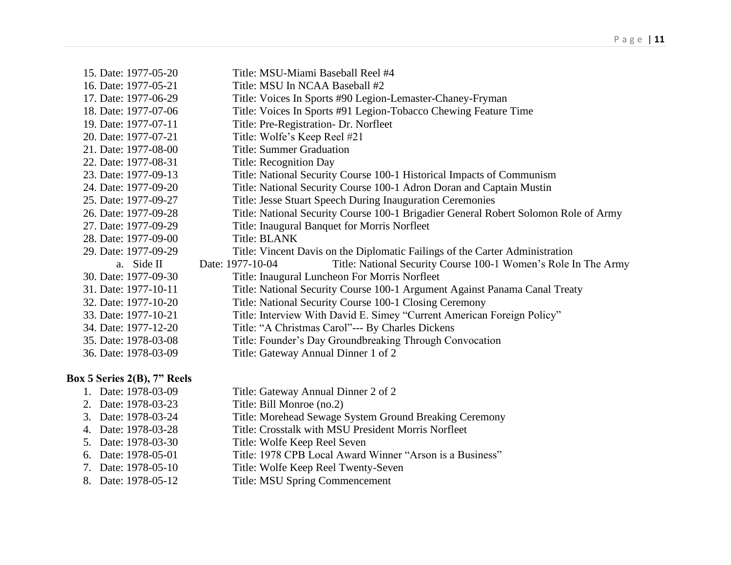15. Date: 1977-05-20 Title: MSU-Miami Baseball Reel #4
16. Date: 1977-05-21 Title: MSU In NCAA Baseball #2
17. Date: 1977-06-29 Title: Voices In Sports #90 Legion-Lemaster-Chaney-Fryman
18. Date: 1977-07-06 Title: Voices In Sports #91 Legion-Tobacco Chewing Feature Time
19. Date: 1977-07-11 Title: Pre-Registration- Dr. Norfleet
20. Date: 1977-07-21 Title: Wolfe's Keep Reel #21
21. Date: 1977-08-00 Title: Summer Graduation
22. Date: 1977-08-31 Title: Recognition Day
23. Date: 1977-09-13 Title: National Security Course 100-1 Historical Impacts of Communism
24. Date: 1977-09-20 Title: National Security Course 100-1 Adron Doran and Captain Mustin
25. Date: 1977-09-27 Title: Jesse Stuart Speech During Inauguration Ceremonies
26. Date: 1977-09-28 Title: National Security Course 100-1 Brigadier General Robert Solomon Role of Army
27. Date: 1977-09-29 Title: Inaugural Banquet for Morris Norfleet
28. Date: 1977-09-00 Title: BLANK
29. Date: 1977-09-29 Title: Vincent Davis on the Diplomatic Failings of the Carter Administration
    a. Side II Date: 1977-10-04 Title: National Security Course 100-1 Women's Role In The Army
30. Date: 1977-09-30 Title: Inaugural Luncheon For Morris Norfleet
31. Date: 1977-10-11 Title: National Security Course 100-1 Argument Against Panama Canal Treaty
32. Date: 1977-10-20 Title: National Security Course 100-1 Closing Ceremony
33. Date: 1977-10-21 Title: Interview With David E. Simey "Current American Foreign Policy"
34. Date: 1977-12-20 Title: "A Christmas Carol"--- By Charles Dickens
35. Date: 1978-03-08 Title: Founder's Day Groundbreaking Through Convocation
36. Date: 1978-03-09 Title: Gateway Annual Dinner 1 of 2

**Box 5 Series 2(B), 7" Reels**

1. Date: 1978-03-09 Title: Gateway Annual Dinner 2 of 2
2. Date: 1978-03-23 Title: Bill Monroe (no.2)
3. Date: 1978-03-24 Title: Morehead Sewage System Ground Breaking Ceremony
4. Date: 1978-03-28 Title: Crosstalk with MSU President Morris Norfleet
5. Date: 1978-03-30 Title: Wolfe Keep Reel Seven
6. Date: 1978-05-01 Title: 1978 CPB Local Award Winner "Arson is a Business"
7. Date: 1978-05-10 Title: Wolfe Keep Reel Twenty-Seven
8. Date: 1978-05-12 Title: MSU Spring Commencement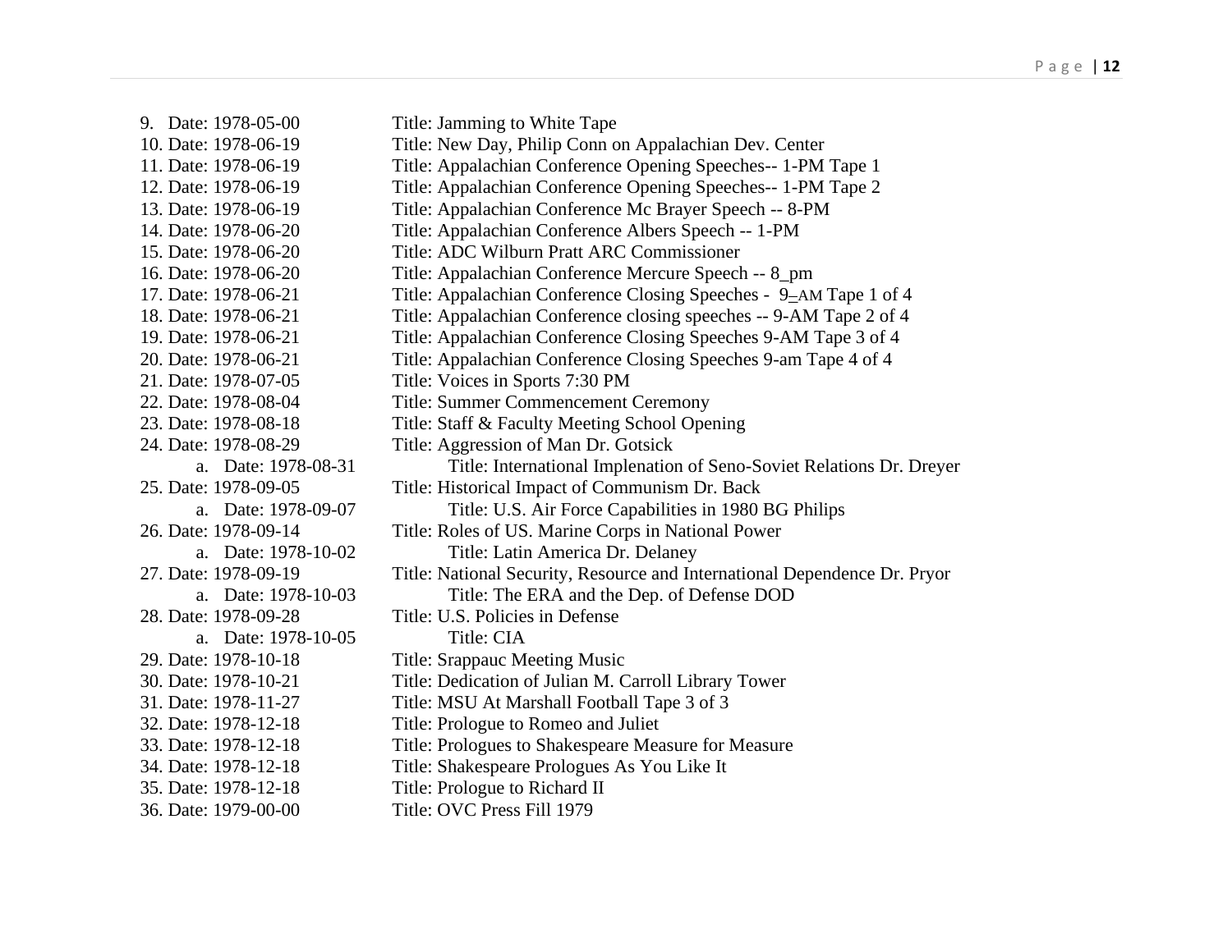9. Date: 1978-05-00 Title: Jamming to White Tape
10. Date: 1978-06-19 Title: New Day, Philip Conn on Appalachian Dev. Center
11. Date: 1978-06-19 Title: Appalachian Conference Opening Speeches-- 1-PM Tape 1
12. Date: 1978-06-19 Title: Appalachian Conference Opening Speeches-- 1-PM Tape 2
13. Date: 1978-06-19 Title: Appalachian Conference Mc Brayer Speech -- 8-PM
14. Date: 1978-06-20 Title: Appalachian Conference Albers Speech -- 1-PM
15. Date: 1978-06-20 Title: ADC Wilburn Pratt ARC Commissioner
16. Date: 1978-06-20 Title: Appalachian Conference Mercure Speech -- 8_pm
17. Date: 1978-06-21 Title: Appalachian Conference Closing Speeches - 9_AM Tape 1 of 4
18. Date: 1978-06-21 Title: Appalachian Conference closing speeches -- 9-AM Tape 2 of 4
19. Date: 1978-06-21 Title: Appalachian Conference Closing Speeches 9-AM Tape 3 of 4
20. Date: 1978-06-21 Title: Appalachian Conference Closing Speeches 9-am Tape 4 of 4
21. Date: 1978-07-05 Title: Voices in Sports 7:30 PM
22. Date: 1978-08-04 Title: Summer Commencement Ceremony
23. Date: 1978-08-18 Title: Staff & Faculty Meeting School Opening
24. Date: 1978-08-29 Title: Aggression of Man Dr. Gotsick
    a. Date: 1978-08-31 Title: International Implenation of Seno-Soviet Relations Dr. Dreyer
25. Date: 1978-09-05 Title: Historical Impact of Communism Dr. Back
    a. Date: 1978-09-07 Title: U.S. Air Force Capabilities in 1980 BG Philips
26. Date: 1978-09-14 Title: Roles of US. Marine Corps in National Power
    a. Date: 1978-10-02 Title: Latin America Dr. Delaney
27. Date: 1978-09-19 Title: National Security, Resource and International Dependence Dr. Pryor
    a. Date: 1978-10-03 Title: The ERA and the Dep. of Defense DOD
28. Date: 1978-09-28 Title: U.S. Policies in Defense
    a. Date: 1978-10-05 Title: CIA
29. Date: 1978-10-18 Title: Srappauc Meeting Music
30. Date: 1978-10-21 Title: Dedication of Julian M. Carroll Library Tower
31. Date: 1978-11-27 Title: MSU At Marshall Football Tape 3 of 3
32. Date: 1978-12-18 Title: Prologue to Romeo and Juliet
33. Date: 1978-12-18 Title: Prologues to Shakespeare Measure for Measure
34. Date: 1978-12-18 Title: Shakespeare Prologues As You Like It
35. Date: 1978-12-18 Title: Prologue to Richard II
36. Date: 1979-00-00 Title: OVC Press Fill 1979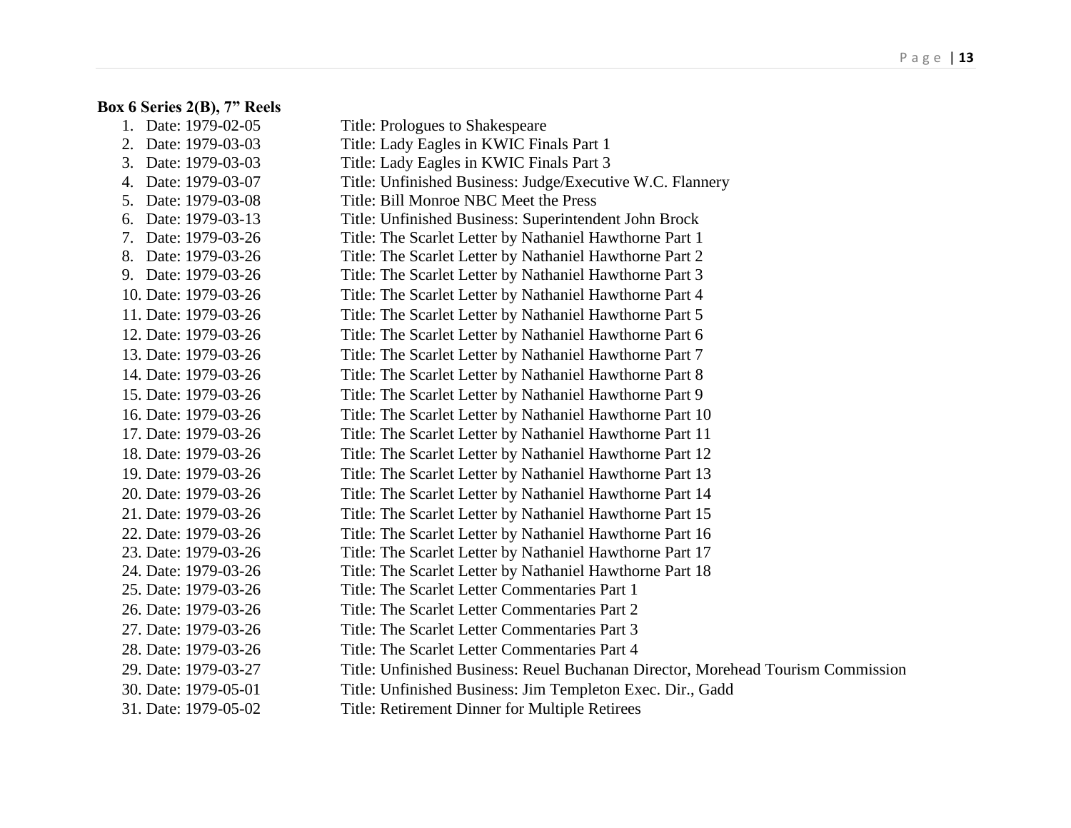**Box 6 Series 2(B), 7” Reels**

1. Date: 1979-02-05 Title: Prologues to Shakespeare
2. Date: 1979-03-03 Title: Lady Eagles in KWIC Finals Part 1
3. Date: 1979-03-03 Title: Lady Eagles in KWIC Finals Part 3
4. Date: 1979-03-07 Title: Unfinished Business: Judge/Executive W.C. Flannery
5. Date: 1979-03-08 Title: Bill Monroe NBC Meet the Press
6. Date: 1979-03-13 Title: Unfinished Business: Superintendent John Brock
7. Date: 1979-03-26 Title: The Scarlet Letter by Nathaniel Hawthorne Part 1
8. Date: 1979-03-26 Title: The Scarlet Letter by Nathaniel Hawthorne Part 2
9. Date: 1979-03-26 Title: The Scarlet Letter by Nathaniel Hawthorne Part 3
10. Date: 1979-03-26 Title: The Scarlet Letter by Nathaniel Hawthorne Part 4
11. Date: 1979-03-26 Title: The Scarlet Letter by Nathaniel Hawthorne Part 5
12. Date: 1979-03-26 Title: The Scarlet Letter by Nathaniel Hawthorne Part 6
13. Date: 1979-03-26 Title: The Scarlet Letter by Nathaniel Hawthorne Part 7
14. Date: 1979-03-26 Title: The Scarlet Letter by Nathaniel Hawthorne Part 8
15. Date: 1979-03-26 Title: The Scarlet Letter by Nathaniel Hawthorne Part 9
16. Date: 1979-03-26 Title: The Scarlet Letter by Nathaniel Hawthorne Part 10
17. Date: 1979-03-26 Title: The Scarlet Letter by Nathaniel Hawthorne Part 11
18. Date: 1979-03-26 Title: The Scarlet Letter by Nathaniel Hawthorne Part 12
19. Date: 1979-03-26 Title: The Scarlet Letter by Nathaniel Hawthorne Part 13
20. Date: 1979-03-26 Title: The Scarlet Letter by Nathaniel Hawthorne Part 14
21. Date: 1979-03-26 Title: The Scarlet Letter by Nathaniel Hawthorne Part 15
22. Date: 1979-03-26 Title: The Scarlet Letter by Nathaniel Hawthorne Part 16
23. Date: 1979-03-26 Title: The Scarlet Letter by Nathaniel Hawthorne Part 17
24. Date: 1979-03-26 Title: The Scarlet Letter by Nathaniel Hawthorne Part 18
25. Date: 1979-03-26 Title: The Scarlet Letter Commentaries Part 1
26. Date: 1979-03-26 Title: The Scarlet Letter Commentaries Part 2
27. Date: 1979-03-26 Title: The Scarlet Letter Commentaries Part 3
28. Date: 1979-03-26 Title: The Scarlet Letter Commentaries Part 4
29. Date: 1979-03-27 Title: Unfinished Business: Reuel Buchanan Director, Morehead Tourism Commission
30. Date: 1979-05-01 Title: Unfinished Business: Jim Templeton Exec. Dir., Gadd
31. Date: 1979-05-02 Title: Retirement Dinner for Multiple Retirees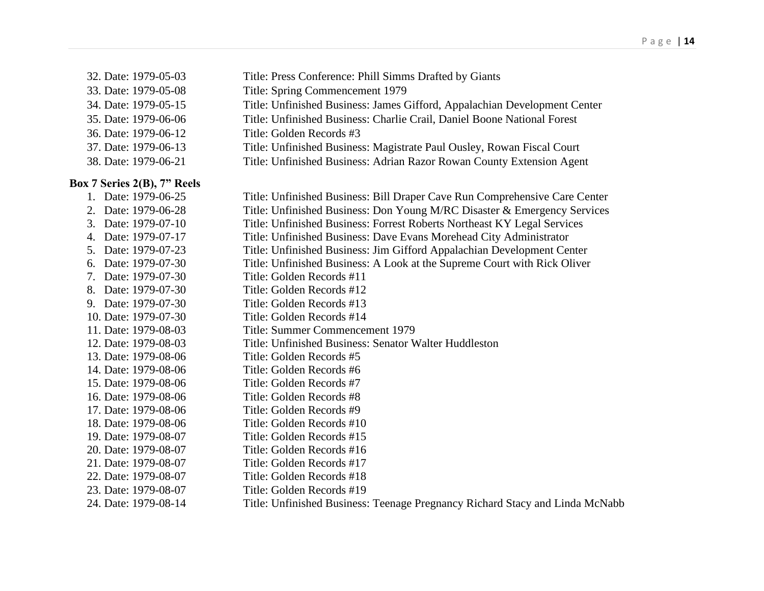32. Date: 1979-05-03 Title: Press Conference: Phill Simms Drafted by Giants
33. Date: 1979-05-08 Title: Spring Commencement 1979
34. Date: 1979-05-15 Title: Unfinished Business: James Gifford, Appalachian Development Center
35. Date: 1979-06-06 Title: Unfinished Business: Charlie Crail, Daniel Boone National Forest
36. Date: 1979-06-12 Title: Golden Records #3
37. Date: 1979-06-13 Title: Unfinished Business: Magistrate Paul Ousley, Rowan Fiscal Court
38. Date: 1979-06-21 Title: Unfinished Business: Adrian Razor Rowan County Extension Agent

**Box 7 Series 2(B), 7" Reels**

1. Date: 1979-06-25 Title: Unfinished Business: Bill Draper Cave Run Comprehensive Care Center
2. Date: 1979-06-28 Title: Unfinished Business: Don Young M/RC Disaster & Emergency Services
3. Date: 1979-07-10 Title: Unfinished Business: Forrest Roberts Northeast KY Legal Services
4. Date: 1979-07-17 Title: Unfinished Business: Dave Evans Morehead City Administrator
5. Date: 1979-07-23 Title: Unfinished Business: Jim Gifford Appalachian Development Center
6. Date: 1979-07-30 Title: Unfinished Business: A Look at the Supreme Court with Rick Oliver
7. Date: 1979-07-30 Title: Golden Records #11
8. Date: 1979-07-30 Title: Golden Records #12
9. Date: 1979-07-30 Title: Golden Records #13
10. Date: 1979-07-30 Title: Golden Records #14
11. Date: 1979-08-03 Title: Summer Commencement 1979
12. Date: 1979-08-03 Title: Unfinished Business: Senator Walter Huddleston
13. Date: 1979-08-06 Title: Golden Records #5
14. Date: 1979-08-06 Title: Golden Records #6
15. Date: 1979-08-06 Title: Golden Records #7
16. Date: 1979-08-06 Title: Golden Records #8
17. Date: 1979-08-06 Title: Golden Records #9
18. Date: 1979-08-06 Title: Golden Records #10
19. Date: 1979-08-07 Title: Golden Records #15
20. Date: 1979-08-07 Title: Golden Records #16
21. Date: 1979-08-07 Title: Golden Records #17
22. Date: 1979-08-07 Title: Golden Records #18
23. Date: 1979-08-07 Title: Golden Records #19
24. Date: 1979-08-14 Title: Unfinished Business: Teenage Pregnancy Richard Stacy and Linda McNabb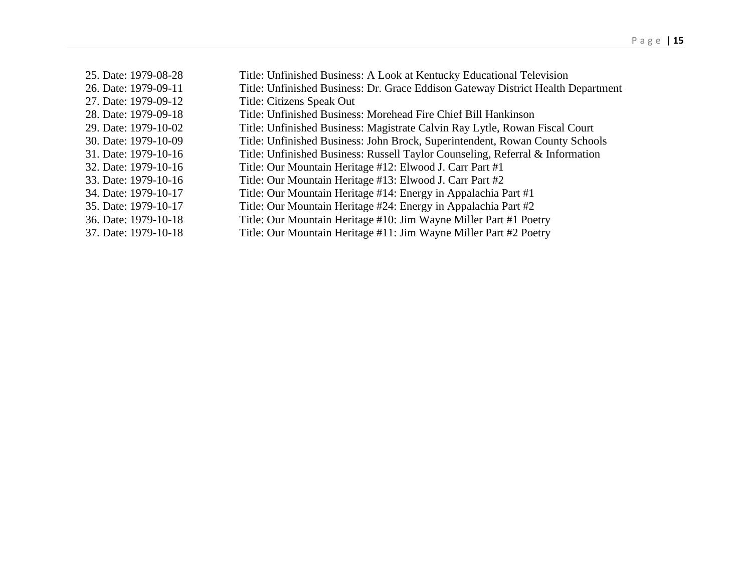25. Date: 1979-08-28 Title: Unfinished Business: A Look at Kentucky Educational Television
26. Date: 1979-09-11 Title: Unfinished Business: Dr. Grace Eddison Gateway District Health Department
27. Date: 1979-09-12 Title: Citizens Speak Out
28. Date: 1979-09-18 Title: Unfinished Business: Morehead Fire Chief Bill Hankinson
29. Date: 1979-10-02 Title: Unfinished Business: Magistrate Calvin Ray Lytle, Rowan Fiscal Court
30. Date: 1979-10-09 Title: Unfinished Business: John Brock, Superintendent, Rowan County Schools
31. Date: 1979-10-16 Title: Unfinished Business: Russell Taylor Counseling, Referral & Information
32. Date: 1979-10-16 Title: Our Mountain Heritage #12: Elwood J. Carr Part #1
33. Date: 1979-10-16 Title: Our Mountain Heritage #13: Elwood J. Carr Part #2
34. Date: 1979-10-17 Title: Our Mountain Heritage #14: Energy in Appalachia Part #1
35. Date: 1979-10-17 Title: Our Mountain Heritage #24: Energy in Appalachia Part #2
36. Date: 1979-10-18 Title: Our Mountain Heritage #10: Jim Wayne Miller Part #1 Poetry
37. Date: 1979-10-18 Title: Our Mountain Heritage #11: Jim Wayne Miller Part #2 Poetry